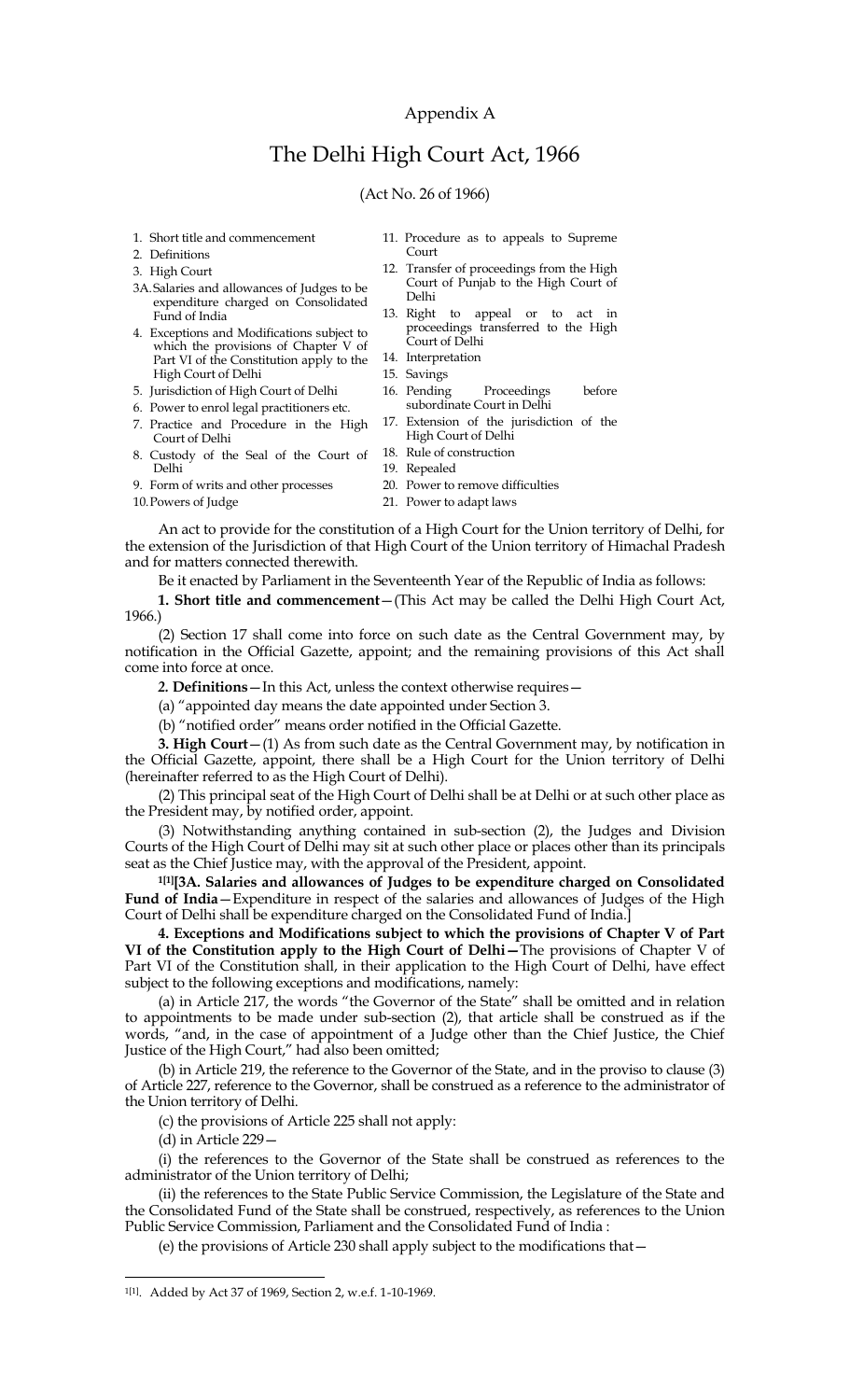Appendix A

# The Delhi High Court Act, 1966

(Act No. 26 of 1966)

1. Short title and commencement
2. Definitions
3. High Court

3A. Salaries and allowances of Judges to be expenditure charged on Consolidated Fund of India

4. Exceptions and Modifications subject to which the provisions of Chapter V of Part VI of the Constitution apply to the High Court of Delhi
5. Jurisdiction of High Court of Delhi
6. Power to enrol legal practitioners etc.
7. Practice and Procedure in the High Court of Delhi
8. Custody of the Seal of the Court of Delhi
9. Form of writs and other processes
10. Powers of Judge
11. Procedure as to appeals to Supreme Court
12. Transfer of proceedings from the High Court of Punjab to the High Court of Delhi
13. Right to appeal or to act in proceedings transferred to the High Court of Delhi
14. Interpretation
15. Savings
16. Pending Proceedings before subordinate Court in Delhi
17. Extension of the jurisdiction of the High Court of Delhi
18. Rule of construction
19. Repealed
20. Power to remove difficulties
21. Power to adapt laws

An act to provide for the constitution of a High Court for the Union territory of Delhi, for the extension of the Jurisdiction of that High Court of the Union territory of Himachal Pradesh and for matters connected therewith.

Be it enacted by Parliament in the Seventeenth Year of the Republic of India as follows:

**1. Short title and commencement**—(This Act may be called the Delhi High Court Act, 1966.)

(2) Section 17 shall come into force on such date as the Central Government may, by notification in the Official Gazette, appoint; and the remaining provisions of this Act shall come into force at once.

**2. Definitions**—In this Act, unless the context otherwise requires—

(a) "appointed day means the date appointed under Section 3.

(b) "notified order" means order notified in the Official Gazette.

**3. High Court**—(1) As from such date as the Central Government may, by notification in the Official Gazette, appoint, there shall be a High Court for the Union territory of Delhi (hereinafter referred to as the High Court of Delhi).

(2) This principal seat of the High Court of Delhi shall be at Delhi or at such other place as the President may, by notified order, appoint.

(3) Notwithstanding anything contained in sub-section (2), the Judges and Division Courts of the High Court of Delhi may sit at such other place or places other than its principals seat as the Chief Justice may, with the approval of the President, appoint.

[1][1]**[3A. Salaries and allowances of Judges to be expenditure charged on Consolidated Fund of India**—Expenditure in respect of the salaries and allowances of Judges of the High Court of Delhi shall be expenditure charged on the Consolidated Fund of India.]

**4. Exceptions and Modifications subject to which the provisions of Chapter V of Part VI of the Constitution apply to the High Court of Delhi—**The provisions of Chapter V of Part VI of the Constitution shall, in their application to the High Court of Delhi, have effect subject to the following exceptions and modifications, namely:

(a) in Article 217, the words "the Governor of the State" shall be omitted and in relation to appointments to be made under sub-section (2), that article shall be construed as if the words, "and, in the case of appointment of a Judge other than the Chief Justice, the Chief Justice of the High Court," had also been omitted;

(b) in Article 219, the reference to the Governor of the State, and in the proviso to clause (3) of Article 227, reference to the Governor, shall be construed as a reference to the administrator of the Union territory of Delhi.

(c) the provisions of Article 225 shall not apply:

(d) in Article 229—

(i) the references to the Governor of the State shall be construed as references to the administrator of the Union territory of Delhi;

(ii) the references to the State Public Service Commission, the Legislature of the State and the Consolidated Fund of the State shall be construed, respectively, as references to the Union Public Service Commission, Parliament and the Consolidated Fund of India :

(e) the provisions of Article 230 shall apply subject to the modifications that—

---

[1][1]. Added by Act 37 of 1969, Section 2, w.e.f. 1-10-1969.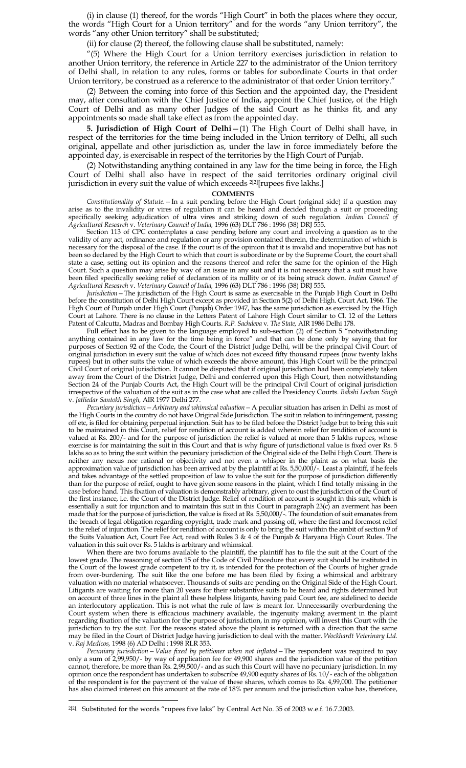(i) in clause (1) thereof, for the words "High Court" in both the places where they occur, the words "High Court for a Union territory" and for the words "any Union territory", the words "any other Union territory" shall be substituted;

(ii) for clause (2) thereof, the following clause shall be substituted, namely:

"(5) Where the High Court for a Union territory exercises jurisdiction in relation to another Union territory, the reference in Article 227 to the administrator of the Union territory of Delhi shall, in relation to any rules, forms or tables for subordinate Courts in that order Union territory, be construed as a reference to the administrator of that order Union territory."

(2) Between the coming into force of this Section and the appointed day, the President may, after consultation with the Chief Justice of India, appoint the Chief Justice, of the High Court of Delhi and as many other Judges of the said Court as he thinks fit, and any appointments so made shall take effect as from the appointed day.

**5. Jurisdiction of High Court of Delhi**—(1) The High Court of Delhi shall have, in respect of the territories for the time being included in the Union territory of Delhi, all such original, appellate and other jurisdiction as, under the law in force immediately before the appointed day, is exercisable in respect of the territories by the High Court of Punjab.

(2) Notwithstanding anything contained in any law for the time being in force, the High Court of Delhi shall also have in respect of the said territories ordinary original civil jurisdiction in every suit the value of which exceeds [2][rupees five lakhs.]

**COMMENTS**

*Constitutionality of Statute.*—In a suit pending before the High Court (original side) if a question may arise as to the invalidity or vires of regulation it can be heard and decided though a suit or proceeding specifically seeking adjudication of ultra vires and striking down of such regulation. *Indian Council of Agricultural Research* v. *Veterinary Council of India,* 1996 (63) DLT 786 : 1996 (38) DRJ 555.

Section 113 of CPC contemplates a case pending before any court and involving a question as to the validity of any act, ordinance and regulation or any provision contained therein, the determination of which is necessary for the disposal of the case. If the court is of the opinion that it is invalid and inoperative but has not been so declared by the High Court to which that court is subordinate or by the Supreme Court, the court shall state a case, setting out its opinion and the reasons thereof and refer the same for the opinion of the High Court. Such a question may arise by way of an issue in any suit and it is not necessary that a suit must have been filed specifically seeking relief of declaration of its nullity or of its being struck down. *Indian Council of Agricultural Research* v. *Veterinary Council of India,* 1996 (63) DLT 786 : 1996 (38) DRJ 555.

*Jurisdiction*—The jurisdiction of the High Court is same as exercisable in the Punjab High Court in Delhi before the constitution of Delhi High Court except as provided in Section 5(2) of Delhi High. Court Act, 1966. The High Court of Punjab under High Court (Punjab) Order 1947, has the same jurisdiction as exercised by the High Court at Lahore. There is no clause in the Letters Patent of Lahore High Court similar to Cl. 12 of the Letters Patent of Calcutta, Madras and Bombay High Courts. *R.P. Sachdeva* v. *The State,* AIR 1986 Delhi 178.

Full effect has to be given to the language employed to sub-section (2) of Section 5 "notwithstanding anything contained in any law for the time being in force" and that can be done only by saying that for purposes of Section 92 of the Code, the Court of the District Judge Delhi, will be the principal Civil Court of original jurisdiction in every suit the value of which does not exceed fifty thousand rupees (now twenty lakhs rupees) but in other suits the value of which exceeds the above amount, this High Court will be the principal Civil Court of original jurisdiction. It cannot be disputed that if original jurisdiction had been completely taken away from the Court of the District Judge, Delhi and conferred upon this High Court, then notwithstanding Section 24 of the Punjab Courts Act, the High Court will be the principal Civil Court of original jurisdiction irrespective of the valuation of the suit as in the case what are called the Presidency Courts. *Bakshi Lochan Singh* v. *Jatliedar Santokh Singh,* AIR 1977 Delhi 277.

*Pecuniary jurisdiction—Arbitrary and whimsical valuation*—A peculiar situation has arisen in Delhi as most of the High Courts in the country do not have Original Side Jurisdiction. The suit in relation to infringement, passing off etc, is filed for obtaining perpetual injunction. Suit has to be filed before the District Judge but to bring this suit to be maintained in this Court, relief for rendition of account is added wherein relief for rendition of account is valued at Rs. 200/- and for the purpose of jurisdiction the relief is valued at more than 5 lakhs rupees, whose exercise is for maintaining the suit in this Court and that is why figure of jurisdictional value is fixed over Rs. 5 lakhs so as to bring the suit within the pecuniary jurisdiction of the Original side of the Delhi High Court. There is neither any nexus nor rational or objectivity and not even a whisper in the plaint as on what basis the approximation value of jurisdiction has been arrived at by the plaintiff at Rs. 5,50,000/-. Least a plaintiff, if he feels and takes advantage of the settled proposition of law to value the suit for the purpose of jurisdiction differently than for the purpose of relief, ought to have given some reasons in the plaint, which I find totally missing in the case before hand. This fixation of valuation is demonstrably arbitrary, given to oust the jurisdiction of the Court of the first instance, i.e. the Court of the District Judge. Relief of rendition of account is sought in this suit, which is essentially a suit for injunction and to maintain this suit in this Court in paragraph 23(c) an averment has been made that for the purpose of jurisdiction, the value is fixed at Rs. 5,50,000/-. The foundation of suit emanates from the breach of legal obligation regarding copyright, trade mark and passing off, where the first and foremost relief is the relief of injunction. The relief for rendition of account is only to bring the suit within the ambit of section 9 of the Suits Valuation Act, Court Fee Act, read with Rules 3 & 4 of the Punjab & Haryana High Court Rules. The valuation in this suit over Rs. 5 lakhs is arbitrary and whimsical.

When there are two forums available to the plaintiff, the plaintiff has to file the suit at the Court of the lowest grade. The reasoning of section 15 of the Code of Civil Procedure that every suit should be instituted in the Court of the lowest grade competent to try it, is intended for the protection of the Courts of higher grade from over-burdening. The suit like the one before me has been filed by fixing a whimsical and arbitrary valuation with no material whatsoever. Thousands of suits are pending on the Original Side of the High Court. Litigants are waiting for more than 20 years for their substantive suits to be heard and rights determined but on account of three lines in the plaint all these helpless litigants, having paid Court fee, are sidelined to decide an interlocutory application. This is not what the rule of law is meant for. Unnecessarily overburdening the Court system when there is efficacious machinery available, the ingenuity making averment in the plaint regarding fixation of the valuation for the purpose of jurisdiction, in my opinion, will invest this Court with the jurisdiction to try the suit. For the reasons stated above the plaint is returned with a direction that the same may be filed in the Court of District Judge having jurisdiction to deal with the matter. *Wockhardt Veterinary Ltd.* v. *Raj Medicos,* 1998 (6) AD Delhi : 1998 RLR 353.

*Pecuniary jurisdiction—Value fixed by petitioner when not inflated*—The respondent was required to pay only a sum of 2,99,950/- by way of application fee for 49,900 shares and the jurisdiction value of the petition cannot, therefore, be more than Rs. 2,99,500/- and as such this Court will have no pecuniary jurisdiction. In my opinion once the respondent has undertaken to subscribe 49,900 equity shares of Rs. 10/- each of the obligation of the respondent is for the payment of the value of these shares, which comes to Rs. 4,99,000. The petitioner has also claimed interest on this amount at the rate of 18% per annum and the jurisdiction value has, therefore,

---

[2] Substituted for the words "rupees five laks" by Central Act No. 35 of 2003 w.e.f. 16.7.2003.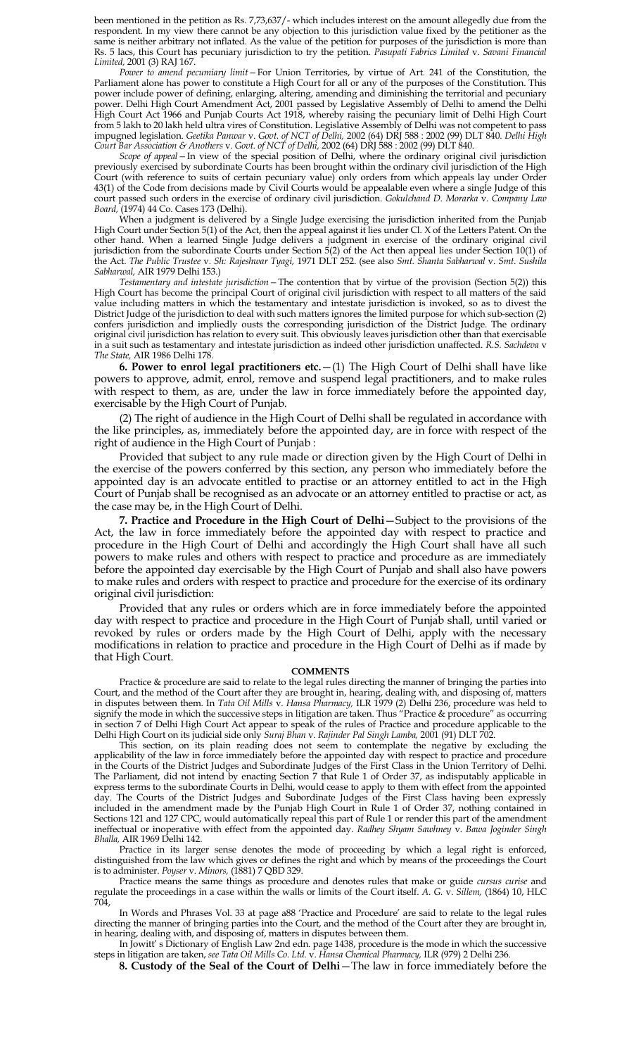been mentioned in the petition as Rs. 7,73,637/- which includes interest on the amount allegedly due from the respondent. In my view there cannot be any objection to this jurisdiction value fixed by the petitioner as the same is neither arbitrary not inflated. As the value of the petition for purposes of the jurisdiction is more than Rs. 5 lacs, this Court has pecuniary jurisdiction to try the petition. *Pasupati Fabrics Limited* v. *Savani Financial Limited,* 2001 (3) RAJ 167.

*Power to amend pecuniary limit*—For Union Territories, by virtue of Art. 241 of the Constitution, the Parliament alone has power to constitute a High Court for all or any of the purposes of the Constitution. This power include power of defining, enlarging, altering, amending and diminishing the territorial and pecuniary power. Delhi High Court Amendment Act, 2001 passed by Legislative Assembly of Delhi to amend the Delhi High Court Act 1966 and Punjab Courts Act 1918, whereby raising the pecuniary limit of Delhi High Court from 5 lakh to 20 lakh held ultra vires of Constitution. Legislative Assembly of Delhi was not competent to pass impugned legislation. *Geetika Panwar* v. *Govt. of NCT of Delhi,* 2002 (64) DRJ 588 : 2002 (99) DLT 840. *Delhi High Court Bar Association & Anothers* v. *Govt. of NCT of Delhi,* 2002 (64) DRJ 588 : 2002 (99) DLT 840.

*Scope of appeal*—In view of the special position of Delhi, where the ordinary original civil jurisdiction previously exercised by subordinate Courts has been brought within the ordinary civil jurisdiction of the High Court (with reference to suits of certain pecuniary value) only orders from which appeals lay under Order 43(1) of the Code from decisions made by Civil Courts would be appealable even where a single Judge of this court passed such orders in the exercise of ordinary civil jurisdiction. *Gokulchand D. Morarka* v. *Company Law Board,* (1974) 44 Co. Cases 173 (Delhi).

When a judgment is delivered by a Single Judge exercising the jurisdiction inherited from the Punjab High Court under Section 5(1) of the Act, then the appeal against it lies under Cl. X of the Letters Patent. On the other hand. When a learned Single Judge delivers a judgment in exercise of the ordinary original civil jurisdiction from the subordinate Courts under Section 5(2) of the Act then appeal lies under Section 10(1) of the Act. *The Public Trustee* v. *Sh: Rajeshwar Tyagi,* 1971 DLT 252. (see also *Smt. Shanta Sabharwal* v. *Smt. Sushila Sabharwal,* AIR 1979 Delhi 153.)

*Testamentary and intestate jurisdiction*—The contention that by virtue of the provision (Section 5(2)) this High Court has become the principal Court of original civil jurisdiction with respect to all matters of the said value including matters in which the testamentary and intestate jurisdiction is invoked, so as to divest the District Judge of the jurisdiction to deal with such matters ignores the limited purpose for which sub-section (2) confers jurisdiction and impliedly ousts the corresponding jurisdiction of the District Judge. The ordinary original civil jurisdiction has relation to every suit. This obviously leaves jurisdiction other than that exercisable in a suit such as testamentary and intestate jurisdiction as indeed other jurisdiction unaffected. *R.S. Sachdeva* v *The State,* AIR 1986 Delhi 178.

**6. Power to enrol legal practitioners etc.**—(1) The High Court of Delhi shall have like powers to approve, admit, enrol, remove and suspend legal practitioners, and to make rules with respect to them, as are, under the law in force immediately before the appointed day, exercisable by the High Court of Punjab.

(2) The right of audience in the High Court of Delhi shall be regulated in accordance with the like principles, as, immediately before the appointed day, are in force with respect of the right of audience in the High Court of Punjab :

Provided that subject to any rule made or direction given by the High Court of Delhi in the exercise of the powers conferred by this section, any person who immediately before the appointed day is an advocate entitled to practise or an attorney entitled to act in the High Court of Punjab shall be recognised as an advocate or an attorney entitled to practise or act, as the case may be, in the High Court of Delhi.

**7. Practice and Procedure in the High Court of Delhi**—Subject to the provisions of the Act, the law in force immediately before the appointed day with respect to practice and procedure in the High Court of Delhi and accordingly the High Court shall have all such powers to make rules and others with respect to practice and procedure as are immediately before the appointed day exercisable by the High Court of Punjab and shall also have powers to make rules and orders with respect to practice and procedure for the exercise of its ordinary original civil jurisdiction:

Provided that any rules or orders which are in force immediately before the appointed day with respect to practice and procedure in the High Court of Punjab shall, until varied or revoked by rules or orders made by the High Court of Delhi, apply with the necessary modifications in relation to practice and procedure in the High Court of Delhi as if made by that High Court.

#### COMMENTS

Practice & procedure are said to relate to the legal rules directing the manner of bringing the parties into Court, and the method of the Court after they are brought in, hearing, dealing with, and disposing of, matters in disputes between them. In *Tata Oil Mills* v. *Hansa Pharmacy,* ILR 1979 (2) Delhi 236, procedure was held to signify the mode in which the successive steps in litigation are taken. Thus "Practice & procedure" as occurring in section 7 of Delhi High Court Act appear to speak of the rules of Practice and procedure applicable to the Delhi High Court on its judicial side only *Suraj Bhan* v. *Rajinder Pal Singh Lamba,* 2001 (91) DLT 702.

This section, on its plain reading does not seem to contemplate the negative by excluding the applicability of the law in force immediately before the appointed day with respect to practice and procedure in the Courts of the District Judges and Subordinate Judges of the First Class in the Union Territory of Delhi. The Parliament, did not intend by enacting Section 7 that Rule 1 of Order 37, as indisputably applicable in express terms to the subordinate Courts in Delhi, would cease to apply to them with effect from the appointed day. The Courts of the District Judges and Subordinate Judges of the First Class having been expressly included in the amendment made by the Punjab High Court in Rule 1 of Order 37, nothing contained in Sections 121 and 127 CPC, would automatically repeal this part of Rule 1 or render this part of the amendment ineffectual or inoperative with effect from the appointed day. *Radhey Shyam Sawhney* v. *Bawa Joginder Singh Bhalla,* AIR 1969 Delhi 142.

Practice in its larger sense denotes the mode of proceeding by which a legal right is enforced, distinguished from the law which gives or defines the right and which by means of the proceedings the Court is to administer. *Poyser* v. *Minors,* (1881) 7 QBD 329.

Practice means the same things as procedure and denotes rules that make or guide *cursus curise* and regulate the proceedings in a case within the walls or limits of the Court itself. *A. G.* v. *Sillem,* (1864) 10, HLC 704,

In Words and Phrases Vol. 33 at page a88 'Practice and Procedure' are said to relate to the legal rules directing the manner of bringing parties into the Court, and the method of the Court after they are brought in, in hearing, dealing with, and disposing of, matters in disputes between them.

In Jowitt' s Dictionary of English Law 2nd edn. page 1438, procedure is the mode in which the successive steps in litigation are taken, *see Tata Oil Mills Co. Ltd.* v. *Hansa Chemical Pharmacy,* ILR (979) 2 Delhi 236.

**8. Custody of the Seal of the Court of Delhi**—The law in force immediately before the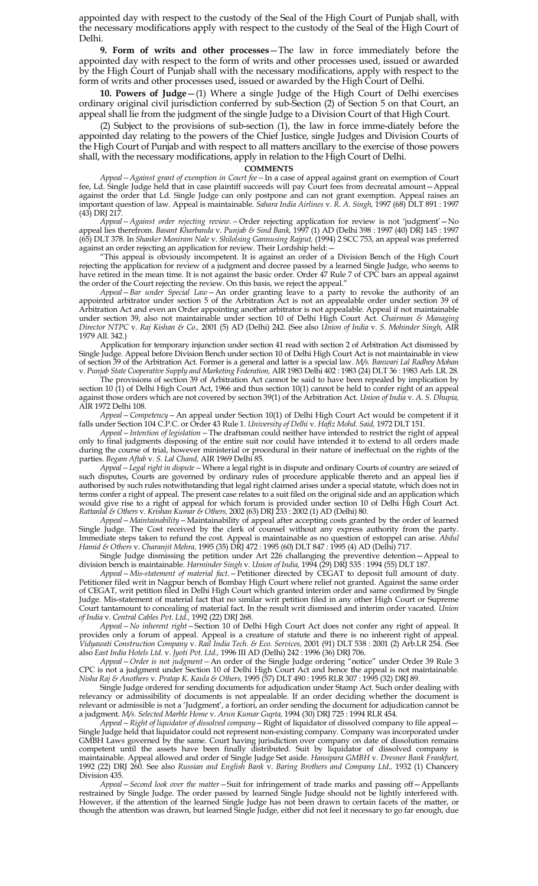appointed day with respect to the custody of the Seal of the High Court of Punjab shall, with the necessary modifications apply with respect to the custody of the Seal of the High Court of Delhi.

**9. Form of writs and other processes**—The law in force immediately before the appointed day with respect to the form of writs and other processes used, issued or awarded by the High Court of Punjab shall with the necessary modifications, apply with respect to the form of writs and other processes used, issued or awarded by the High Court of Delhi.

**10. Powers of Judge**—(1) Where a single Judge of the High Court of Delhi exercises ordinary original civil jurisdiction conferred by sub-Section (2) of Section 5 on that Court, an appeal shall lie from the judgment of the single Judge to a Division Court of that High Court.

(2) Subject to the provisions of sub-section (1), the law in force imme-diately before the appointed day relating to the powers of the Chief Justice, single Judges and Division Courts of the High Court of Punjab and with respect to all matters ancillary to the exercise of those powers shall, with the necessary modifications, apply in relation to the High Court of Delhi.

**COMMENTS**

*Appeal—Against grant of exemption in Court fee*—In a case of appeal against grant on exemption of Court fee, Ld. Single Judge held that in case plaintiff succeeds will pay Court fees from decreatal amount—Appeal against the order that Ld. Single Judge can only postpone and can not grant exemption. Appeal raises an important question of law. Appeal is maintainable. *Sahara India Airlines* v. *R. A. Singh,* 1997 (68) DLT 891 : 1997 (43) DRJ 217.

*Appeal—Against order rejecting review.*—Order rejecting application for review is not 'judgment'—No appeal lies therefrom. *Basant Kharbanda* v. *Punjab & Sind Bank,* 1997 (1) AD (Delhi 398 : 1997 (40) DRJ 145 : 1997 (65) DLT 378. In *Shanker Moniram Nale* v. *Shilolsing Gannusing Rajput,* (1994) 2 SCC 753, an appeal was preferred against an order rejecting an application for review. Their Lordship held:—

"This appeal is obviously incompetent. It is against an order of a Division Bench of the High Court rejecting the application for review of a judgment and decree passed by a learned Single Judge, who seems to have retired in the mean time. It is not against the basic order. Order 47 Rule 7 of CPC bars an appeal against the order of the Court rejecting the review. On this basis, we reject the appeal."

*Appeal—Bar under Special Law*—An order granting leave to a party to revoke the authority of an appointed arbitrator under section 5 of the Arbitration Act is not an appealable order under section 39 of Arbitration Act and even an Order appointing another arbitrator is not appealable. Appeal if not maintainable under section 39, also not maintainable under section 10 of Delhi High Court Act. *Chairman & Managing Director NTPC* v. *Raj Kishan & Co.,* 2001 (5) AD (Delhi) 242. (See also *Union of India* v. *S. Mohinder Singh,* AIR 1979 All. 342.)

Application for temporary injunction under section 41 read with section 2 of Arbitration Act dismissed by Single Judge. Appeal before Division Bench under section 10 of Delhi High Court Act is not maintainable in view of section 39 of the Arbitration Act. Former is a general and latter is a special law. *M/s. Banwari Lal Radhey Mohan* v. *Punjab State Cooperative Supply and Marketing Federation,* AIR 1983 Delhi 402 : 1983 (24) DLT 36 : 1983 Arb. LR. 28.

The provisions of section 39 of Arbitration Act cannot be said to have been repealed by implication by section 10 (1) of Delhi High Court Act, 1966 and thus section 10(1) cannot be held to confer right of an appeal against those orders which are not covered by section 39(1) of the Arbitration Act. *Union of India* v. *A. S. Dhupia,* AIR 1972 Delhi 108.

*Appeal—Competency*—An appeal under Section 10(1) of Delhi High Court Act would be competent if it falls under Section 104 C.P.C. or Order 43 Rule 1. *University of Delhi* v. *Hafiz Mohd. Said,* 1972 DLT 151.

*Appeal—Intention of legislation*—The draftsman could neither have intended to restrict the right of appeal only to final judgments disposing of the entire suit nor could have intended it to extend to all orders made during the course of trial, however ministerial or procedural in their nature of ineffectual on the rights of the parties. *Begam Aftab* v. *S. Lal Chand,* AIR 1969 Delhi 85.

*Appeal—Legal right in dispute*—Where a legal right is in dispute and ordinary Courts of country are seized of such disputes, Courts are governed by ordinary rules of procedure applicable thereto and an appeal lies if authorised by such rules notwithstanding that legal right claimed arises under a special statute, which does not in terms confer a right of appeal. The present case relates to a suit filed on the original side and an application which would give rise to a right of appeal for which forum is provided under section 10 of Delhi High Court Act. *Rattanlal & Others* v. *Krishan Kumar & Others,* 2002 (63) DRJ 233 : 2002 (1) AD (Delhi) 80.

*Appeal—Maintainability*—Maintainability of appeal after accepting costs granted by the order of learned Single Judge. The Cost received by the clerk of counsel without any express authority from the party. Immediate steps taken to refund the cost. Appeal is maintainable as no question of estoppel can arise. *Abdul Hamid & Others* v. *Charanjit Mehra,* 1995 (35) DRJ 472 : 1995 (60) DLT 847 : 1995 (4) AD (Delhi) 717.

Single Judge dismissing the petition under Art 226 challanging the preventive detention—Appeal to division bench is maintainable. *Harminder Singh* v. *Union of India,* 1994 (29) DRJ 535 : 1994 (55) DLT 187.

*Appeal—Mis-statement of material fact.*—Petitioner directed by CEGAT to deposit full amount of duty. Petitioner filed writ in Nagpur bench of Bombay High Court where relief not granted. Against the same order of CEGAT, writ petition filed in Delhi High Court which granted interim order and same confirmed by Single Judge. Mis-statement of material fact that no similar writ petition filed in any other High Court or Supreme Court tantamount to concealing of material fact. In the result writ dismissed and interim order vacated. *Union of India* v. *Central Cables Pvt. Ltd.,* 1992 (22) DRJ 268.

*Appeal—No inherent right*—Section 10 of Delhi High Court Act does not confer any right of appeal. It provides only a forum of appeal. Appeal is a creature of statute and there is no inherent right of appeal. *Vidyawati Construction Company* v. *Rail India Tech. & Eco. Services,* 2001 (91) DLT 538 : 2001 (2) Arb.LR 254. (See also *East India Hotels Ltd.* v. *Jyoti Pvt. Ltd.,* 1996 III AD (Delhi) 242 : 1996 (36) DRJ 706.

*Appeal—Order is not judgment*—An order of the Single Judge ordering "notice" under Order 39 Rule 3 CPC is not a judgment under Section 10 of Delhi High Court Act and hence the appeal is not maintainable. *Nisha Raj & Anothers* v. *Pratap K. Kaula & Others,* 1995 (57) DLT 490 : 1995 RLR 307 : 1995 (32) DRJ 89.

Single Judge ordered for sending documents for adjudication under Stamp Act. Such order dealing with relevancy or admissibility of documents is not appealable. If an order deciding whether the document is relevant or admissible is not a 'Judgment', a fortiori, an order sending the document for adjudication cannot be a judgment. *M/s. Selected Marble Home* v. *Arun Kumar Gupta,* 1994 (30) DRJ 725 : 1994 RLR 454.

*Appeal—Right of liquidator of dissolved company*—Right of liquidator of dissolved company to file appeal—Single Judge held that liquidator could not represent non-existing company. Company was incorporated under GMBH Laws governed by the same. Court having jurisdiction over company on date of dissolution remains competent until the assets have been finally distributed. Suit by liquidator of dissolved company is maintainable. Appeal allowed and order of Single Judge Set aside. *Hansipara GMBH* v. *Dresner Bank Frankfurt,* 1992 (22) DRJ 260. See also *Russian and English Bank* v. *Baring Brothers and Company Ltd.,* 1932 (1) Chancery Division 435.

*Appeal—Second look over the matter*—Suit for infringement of trade marks and passing off—Appellants restrained by Single Judge. The order passed by learned Single Judge should not be lightly interfered with. However, if the attention of the learned Single Judge has not been drawn to certain facets of the matter, or though the attention was drawn, but learned Single Judge, either did not feel it necessary to go far enough, due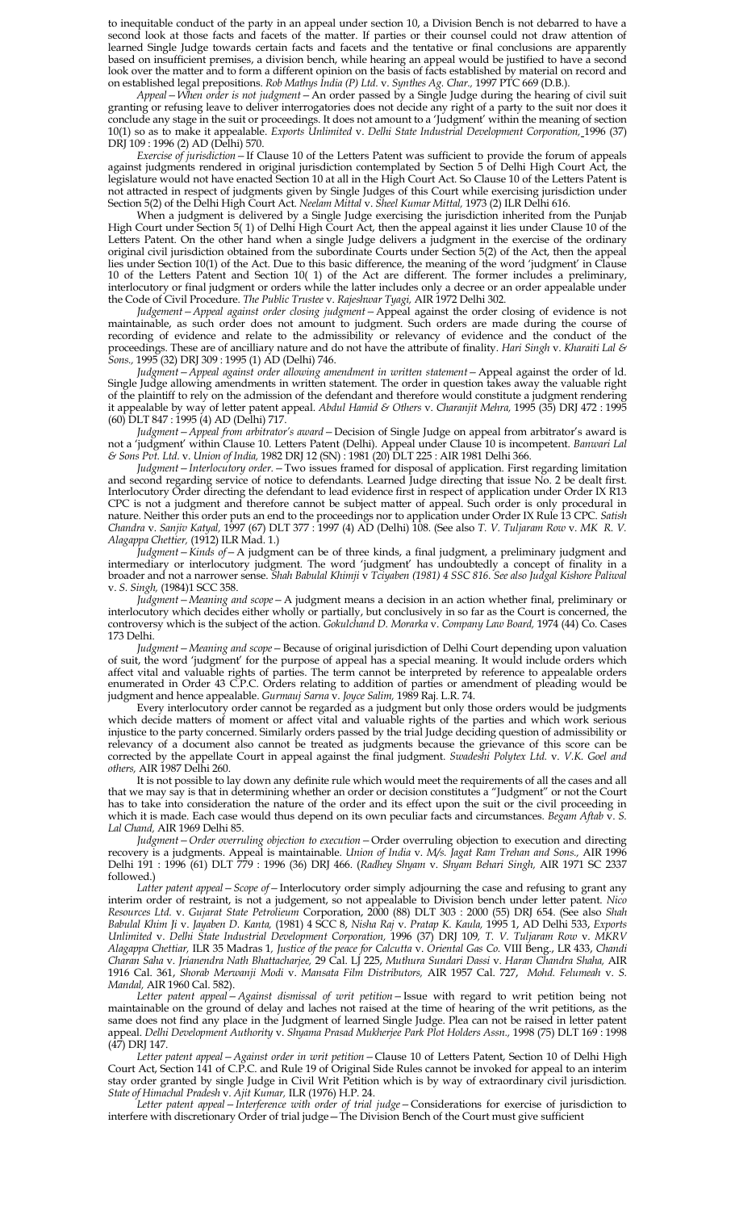to inequitable conduct of the party in an appeal under section 10, a Division Bench is not debarred to have a second look at those facts and facets of the matter. If parties or their counsel could not draw attention of learned Single Judge towards certain facts and facets and the tentative or final conclusions are apparently based on insufficient premises, a division bench, while hearing an appeal would be justified to have a second look over the matter and to form a different opinion on the basis of facts established by material on record and on established legal prepositions. *Rob Mathys India (P) Ltd.* v. *Synthes Ag. Char.,* 1997 PTC 669 (D.B.).

*Appeal—When order is not judgment*—An order passed by a Single Judge during the hearing of civil suit granting or refusing leave to deliver interrogatories does not decide any right of a party to the suit nor does it conclude any stage in the suit or proceedings. It does not amount to a 'Judgment' within the meaning of section 10(1) so as to make it appealable. *Exports Unlimited* v. *Delhi State Industrial Development Corporation,* 1996 (37) DRJ 109 : 1996 (2) AD (Delhi) 570.

*Exercise of jurisdiction*—If Clause 10 of the Letters Patent was sufficient to provide the forum of appeals against judgments rendered in original jurisdiction contemplated by Section 5 of Delhi High Court Act, the legislature would not have enacted Section 10 at all in the High Court Act. So Clause 10 of the Letters Patent is not attracted in respect of judgments given by Single Judges of this Court while exercising jurisdiction under Section 5(2) of the Delhi High Court Act. *Neelam Mittal* v. *Sheel Kumar Mittal,* 1973 (2) ILR Delhi 616.

When a judgment is delivered by a Single Judge exercising the jurisdiction inherited from the Punjab High Court under Section 5( 1) of Delhi High Court Act, then the appeal against it lies under Clause 10 of the Letters Patent. On the other hand when a single Judge delivers a judgment in the exercise of the ordinary original civil jurisdiction obtained from the subordinate Courts under Section 5(2) of the Act, then the appeal lies under Section 10(1) of the Act. Due to this basic difference, the meaning of the word 'judgment' in Clause 10 of the Letters Patent and Section 10( 1) of the Act are different. The former includes a preliminary, interlocutory or final judgment or orders while the latter includes only a decree or an order appealable under the Code of Civil Procedure. *The Public Trustee* v. *Rajeshwar Tyagi,* AIR 1972 Delhi 302.

*Judgement—Appeal against order closing judgment*—Appeal against the order closing of evidence is not maintainable, as such order does not amount to judgment. Such orders are made during the course of recording of evidence and relate to the admissibility or relevancy of evidence and the conduct of the proceedings. These are of ancilliary nature and do not have the attribute of finality. *Hari Singh* v. *Kharaiti Lal & Sons.,* 1995 (32) DRJ 309 : 1995 (1) AD (Delhi) 746.

*Judgment—Appeal against order allowing amendment in written statement*—Appeal against the order of ld. Single Judge allowing amendments in written statement. The order in question takes away the valuable right of the plaintiff to rely on the admission of the defendant and therefore would constitute a judgment rendering it appealable by way of letter patent appeal. *Abdul Hamid & Others* v. *Charanjit Mehra,* 1995 (35) DRJ 472 : 1995 (60) DLT 847 : 1995 (4) AD (Delhi) 717.

*Judgment—Appeal from arbitrator's award*—Decision of Single Judge on appeal from arbitrator's award is not a 'judgment' within Clause 10. Letters Patent (Delhi). Appeal under Clause 10 is incompetent. *Banwari Lal & Sons Pvt. Ltd.* v. *Union of India,* 1982 DRJ 12 (SN) : 1981 (20) DLT 225 : AIR 1981 Delhi 366.

*Judgment—Interlocutory order.*—Two issues framed for disposal of application. First regarding limitation and second regarding service of notice to defendants. Learned Judge directing that issue No. 2 be dealt first. Interlocutory Order directing the defendant to lead evidence first in respect of application under Order IX R13 CPC is not a judgment and therefore cannot be subject matter of appeal. Such order is only procedural in nature. Neither this order puts an end to the proceedings nor to application under Order IX Rule 13 CPC. *Satish Chandra* v. *Sanjiv Katyal,* 1997 (67) DLT 377 : 1997 (4) AD (Delhi) 108. (See also *T. V. Tuljaram Row* v. *MK R. V. Alagappa Chettier,* (1912) ILR Mad. 1.)

*Judgment—Kinds of*—A judgment can be of three kinds, a final judgment, a preliminary judgment and intermediary or interlocutory judgment. The word 'judgment' has undoubtedly a concept of finality in a broader and not a narrower sense. *Shah Babulal Khimji* v *Tciyaben (1981) 4 SSC 816. See also Judgal Kishore Paliwal* v. *S. Singh,* (1984)1 SCC 358.

*Judgment—Meaning and scope*—A judgment means a decision in an action whether final, preliminary or interlocutory which decides either wholly or partially, but conclusively in so far as the Court is concerned, the controversy which is the subject of the action. *Gokulchand D. Morarka* v. *Company Law Board,* 1974 (44) Co. Cases 173 Delhi.

*Judgment—Meaning and scope*—Because of original jurisdiction of Delhi Court depending upon valuation of suit, the word 'judgment' for the purpose of appeal has a special meaning. It would include orders which affect vital and valuable rights of parties. The term cannot be interpreted by reference to appealable orders enumerated in Order 43 C.P.C. Orders relating to addition of parties or amendment of pleading would be judgment and hence appealable. *Gurmauj Sarna* v. *Joyce Salim,* 1989 Raj. L.R. 74.

Every interlocutory order cannot be regarded as a judgment but only those orders would be judgments which decide matters of moment or affect vital and valuable rights of the parties and which work serious injustice to the party concerned. Similarly orders passed by the trial Judge deciding question of admissibility or relevancy of a document also cannot be treated as judgments because the grievance of this score can be corrected by the appellate Court in appeal against the final judgment. *Swadeshi Polytex Ltd.* v. *V.K. Goel and others,* AIR 1987 Delhi 260.

It is not possible to lay down any definite rule which would meet the requirements of all the cases and all that we may say is that in determining whether an order or decision constitutes a "Judgment" or not the Court has to take into consideration the nature of the order and its effect upon the suit or the civil proceeding in which it is made. Each case would thus depend on its own peculiar facts and circumstances. *Begam Aftab* v. *S. Lal Chand,* AIR 1969 Delhi 85.

*Judgment—Order overruling objection to execution*—Order overruling objection to execution and directing recovery is a judgments. Appeal is maintainable. *Union of India* v. *M/s. Jagat Ram Trehan and Sons.,* AIR 1996 Delhi 191 : 1996 (61) DLT 779 : 1996 (36) DRJ 466. (*Radhey Shyam* v. *Shyam Behari Singh,* AIR 1971 SC 2337 followed.)

*Latter patent appeal—Scope of*—Interlocutory order simply adjourning the case and refusing to grant any interim order of restraint, is not a judgement, so not appealable to Division bench under letter patent. *Nico Resources Ltd.* v. *Gujarat State Petrolieum* Corporation, 2000 (88) DLT 303 : 2000 (55) DRJ 654. (See also *Shah Babulal Khim Ji* v. *Jayaben D. Kanta,* (1981) 4 SCC 8, *Nisha Raj* v. *Pratap K. Kaula,* 1995 1, AD Delhi 533, *Exports Unlimited* v. *Delhi State Industrial Development Corporation,* 1996 (37) DRJ 109, *T. V. Tuljaram Row* v. *MKRV Alagappa Chettiar,* ILR 35 Madras 1, *Justice of the peace for Calcutta* v. *Oriental Gas Co.* VIII Beng., LR 433, *Chandi Charan Saha* v. *Jrianendra Nath Bhattacharjee,* 29 Cal. LJ 225, *Muthura Sundari Dassi* v. *Haran Chandra Shaha,* AIR 1916 Cal. 361, *Shorab Merwanji Modi* v. *Mansata Film Distributors,* AIR 1957 Cal. 727, *Mohd. Felumeah* v. *S. Mandal,* AIR 1960 Cal. 582).

*Letter patent appeal—Against dismissal of writ petition*—Issue with regard to writ petition being not maintainable on the ground of delay and laches not raised at the time of hearing of the writ petitions, as the same does not find any place in the Judgment of learned Single Judge. Plea can not be raised in letter patent appeal. *Delhi Development Authority* v. *Shyama Prasad Mukherjee Park Plot Holders Assn.,* 1998 (75) DLT 169 : 1998 (47) DRJ 147.

*Letter patent appeal—Against order in writ petition*—Clause 10 of Letters Patent, Section 10 of Delhi High Court Act, Section 141 of C.P.C. and Rule 19 of Original Side Rules cannot be invoked for appeal to an interim stay order granted by single Judge in Civil Writ Petition which is by way of extraordinary civil jurisdiction. *State of Himachal Pradesh* v. *Ajit Kumar,* ILR (1976) H.P. 24.

*Letter patent appeal—Interference with order of trial judge*—Considerations for exercise of jurisdiction to interfere with discretionary Order of trial judge—The Division Bench of the Court must give sufficient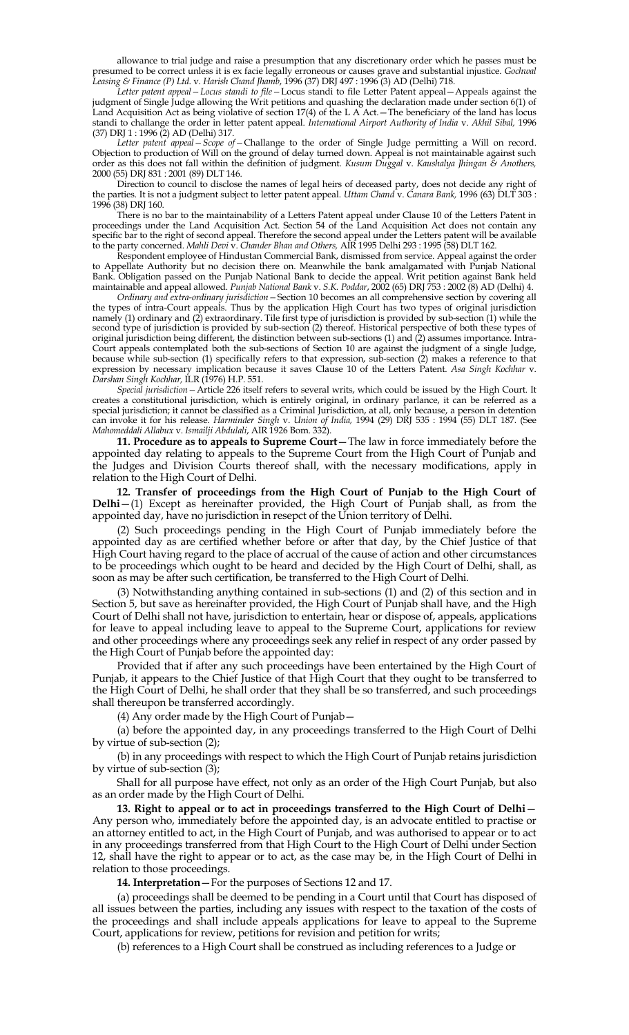allowance to trial judge and raise a presumption that any discretionary order which he passes must be presumed to be correct unless it is ex facie legally erroneous or causes grave and substantial injustice. *Gochwal Leasing & Finance (P) Ltd.* v. *Harish Chand Jhamb*, 1996 (37) DRJ 497 : 1996 (3) AD (Delhi) 718.

*Letter patent appeal—Locus standi to file*—Locus standi to file Letter Patent appeal—Appeals against the judgment of Single Judge allowing the Writ petitions and quashing the declaration made under section 6(1) of Land Acquisition Act as being violative of section 17(4) of the L A Act.—The beneficiary of the land has locus standi to challange the order in letter patent appeal. *International Airport Authority of India* v. *Akhil Sibal,* 1996 (37) DRJ 1 : 1996 (2) AD (Delhi) 317.

*Letter patent appeal—Scope of*—Challange to the order of Single Judge permitting a Will on record. Objection to production of Will on the ground of delay turned down. Appeal is not maintainable against such order as this does not fall within the definition of judgment. *Kusum Duggal* v. *Kaushalya Jhingan & Anothers,* 2000 (55) DRJ 831 : 2001 (89) DLT 146.

Direction to council to disclose the names of legal heirs of deceased party, does not decide any right of the parties. It is not a judgment subject to letter patent appeal. *Uttam Chand* v. *Canara Bank,* 1996 (63) DLT 303 : 1996 (38) DRJ 160.

There is no bar to the maintainability of a Letters Patent appeal under Clause 10 of the Letters Patent in proceedings under the Land Acquisition Act. Section 54 of the Land Acquisition Act does not contain any specific bar to the right of second appeal. Therefore the second appeal under the Letters patent will be available to the party concerned. *Mahli Devi* v. *Chander Bhan and Others,* AIR 1995 Delhi 293 : 1995 (58) DLT 162.

Respondent employee of Hindustan Commercial Bank, dismissed from service. Appeal against the order to Appellate Authority but no decision there on. Meanwhile the bank amalgamated with Punjab National Bank. Obligation passed on the Punjab National Bank to decide the appeal. Writ petition against Bank held maintainable and appeal allowed. *Punjab National Bank* v. *S.K. Poddar*, 2002 (65) DRJ 753 : 2002 (8) AD (Delhi) 4.

*Ordinary and extra-ordinary jurisdiction*—Section 10 becomes an all comprehensive section by covering all the types of intra-Court appeals. Thus by the application High Court has two types of original jurisdiction namely (1) ordinary and (2) extraordinary. Tile first type of jurisdiction is provided by sub-section (1) while the second type of jurisdiction is provided by sub-section (2) thereof. Historical perspective of both these types of original jurisdiction being different, the distinction between sub-sections (1) and (2) assumes importance. Intra-Court appeals contemplated both the sub-sections of Section 10 are against the judgment of a single Judge, because while sub-section (1) specifically refers to that expression, sub-section (2) makes a reference to that expression by necessary implication because it saves Clause 10 of the Letters Patent. *Asa Singh Kochhar* v. *Darshan Singh Kochhar,* ILR (1976) H.P. 551.

*Special jurisdiction*—Article 226 itself refers to several writs, which could be issued by the High Court. It creates a constitutional jurisdiction, which is entirely original, in ordinary parlance, it can be referred as a special jurisdiction; it cannot be classified as a Criminal Jurisdiction, at all, only because, a person in detention can invoke it for his release. *Harminder Singh* v. *Union of India,* 1994 (29) DRJ 535 : 1994 (55) DLT 187. (See *Mahomeddali Allabux* v. *Ismailji Abdulali*, AIR 1926 Bom. 332).

**11. Procedure as to appeals to Supreme Court**—The law in force immediately before the appointed day relating to appeals to the Supreme Court from the High Court of Punjab and the Judges and Division Courts thereof shall, with the necessary modifications, apply in relation to the High Court of Delhi.

**12. Transfer of proceedings from the High Court of Punjab to the High Court of Delhi**—(1) Except as hereinafter provided, the High Court of Punjab shall, as from the appointed day, have no jurisdiction in resepct of the Union territory of Delhi.

(2) Such proceedings pending in the High Court of Punjab immediately before the appointed day as are certified whether before or after that day, by the Chief Justice of that High Court having regard to the place of accrual of the cause of action and other circumstances to be proceedings which ought to be heard and decided by the High Court of Delhi, shall, as soon as may be after such certification, be transferred to the High Court of Delhi.

(3) Notwithstanding anything contained in sub-sections (1) and (2) of this section and in Section 5, but save as hereinafter provided, the High Court of Punjab shall have, and the High Court of Delhi shall not have, jurisdiction to entertain, hear or dispose of, appeals, applications for leave to appeal including leave to appeal to the Supreme Court, applications for review and other proceedings where any proceedings seek any relief in respect of any order passed by the High Court of Punjab before the appointed day:

Provided that if after any such proceedings have been entertained by the High Court of Punjab, it appears to the Chief Justice of that High Court that they ought to be transferred to the High Court of Delhi, he shall order that they shall be so transferred, and such proceedings shall thereupon be transferred accordingly.

(4) Any order made by the High Court of Punjab—

(a) before the appointed day, in any proceedings transferred to the High Court of Delhi by virtue of sub-section (2);

(b) in any proceedings with respect to which the High Court of Punjab retains jurisdiction by virtue of sub-section (3);

Shall for all purpose have effect, not only as an order of the High Court Punjab, but also as an order made by the High Court of Delhi.

**13. Right to appeal or to act in proceedings transferred to the High Court of Delhi**—Any person who, immediately before the appointed day, is an advocate entitled to practise or an attorney entitled to act, in the High Court of Punjab, and was authorised to appear or to act in any proceedings transferred from that High Court to the High Court of Delhi under Section 12, shall have the right to appear or to act, as the case may be, in the High Court of Delhi in relation to those proceedings.

**14. Interpretation**—For the purposes of Sections 12 and 17.

(a) proceedings shall be deemed to be pending in a Court until that Court has disposed of all issues between the parties, including any issues with respect to the taxation of the costs of the proceedings and shall include appeals applications for leave to appeal to the Supreme Court, applications for review, petitions for revision and petition for writs;

(b) references to a High Court shall be construed as including references to a Judge or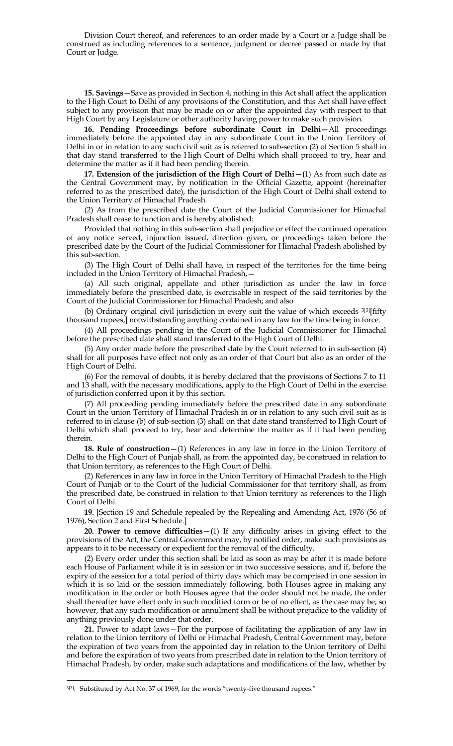Division Court thereof, and references to an order made by a Court or a Judge shall be construed as including references to a sentence, judgment or decree passed or made by that Court or Judge.

**15. Savings**—Save as provided in Section 4, nothing in this Act shall affect the application to the High Court to Delhi of any provisions of the Constitution, and this Act shall have effect subject to any provision that may be made on or after the appointed day with respect to that High Court by any Legislature or other authority having power to make such provision.

**16. Pending Proceedings before subordinate Court in Delhi—**All proceedings immediately before the appointed day in any subordinate Court in the Union Territory of Delhi in or in relation to any such civil suit as is referred to sub-section (2) of Section 5 shall in that day stand transferred to the High Court of Delhi which shall proceed to try, hear and determine the matter as if it had been pending therein.

**17. Extension of the jurisdiction of the High Court of Delhi—(**1) As from such date as the Central Government may, by notification in the Official Gazette, appoint (hereinafter referred to as the prescribed date), the jurisdiction of the High Court of Delhi shall extend to the Union Territory of Himachal Pradesh.

(2) As from the prescribed date the Court of the Judicial Commissioner for Himachal Pradesh shall cease to function and is hereby abolished:

Provided that nothing in this sub-section shall prejudice or effect the continued operation of any notice served, injunction issued, direction given, or proceedings taken before the prescribed date by the Court of the Judicial Commissioner for Himachal Pradesh abolished by this sub-section.

(3) The High Court of Delhi shall have, in respect of the territories for the time being included in the Union Territory of Himachal Pradesh,—

(a) All such original, appellate and other jurisdiction as under the law in force immediately before the prescribed date, is exercisable in respect of the said territories by the Court of the Judicial Commissioner for Himachal Pradesh; and also

(b) Ordinary original civil jurisdiction in every suit the value of which exceeds [3[3]][fifty thousand rupees,] notwithstanding anything contained in any law for the time being in force.

(4) All proceedings pending in the Court of the Judicial Commissioner for Himachal before the prescribed date shall stand transferred to the High Court of Delhi.

(5) Any order made before the prescribed date by the Court referred to in sub-section (4) shall for all purposes have effect not only as an order of that Court but also as an order of the High Court of Delhi.

(6) For the removal of doubts, it is hereby declared that the provisions of Sections 7 to 11 and 13 shall, with the necessary modifications, apply to the High Court of Delhi in the exercise of jurisdiction conferred upon it by this section.

(7) All proceeding pending immediately before the prescribed date in any subordinate Court in the union Territory of Himachal Pradesh in or in relation to any such civil suit as is referred to in clause (b) of sub-section (3) shall on that date stand transferred to High Court of Delhi which shall proceed to try, hear and determine the matter as if it had been pending therein.

**18. Rule of construction**—(1) References in any law in force in the Union Territory of Delhi to the High Court of Punjab shall, as from the appointed day, be construed in relation to that Union territory, as references to the High Court of Delhi.

(2) References in any law in force in the Union Territory of Himachal Pradesh to the High Court of Punjab or to the Court of the Judicial Commissioner for that territory shall, as from the prescribed date, be construed in relation to that Union territory as references to the High Court of Delhi.

**19.** [Section 19 and Schedule repealed by the Repealing and Amending Act, 1976 (56 of 1976), Section 2 and First Schedule.]

**20. Power to remove difficulties—(**1) If any difficulty arises in giving effect to the provisions of the Act, the Central Government may, by notified order, make such provisions as appears to it to be necessary or expedient for the removal of the difficulty.

(2) Every order under this section shall be laid as soon as may be after it is made before each House of Parliament while it is in session or in two successive sessions, and if, before the expiry of the session for a total period of thirty days which may be comprised in one session in which it is so laid or the session immediately following, both Houses agree in making any modification in the order or both Houses agree that the order should not be made, the order shall thereafter have effect only in such modified form or be of no effect, as the case may be; so however, that any such modification or annulment shall be without prejudice to the validity of anything previously done under that order.

**21.** Power to adapt laws—For the purpose of facilitating the application of any law in relation to the Union territory of Delhi or Himachal Pradesh, Central Government may, before the expiration of two years from the appointed day in relation to the Union territory of Delhi and before the expiration of two years from prescribed date in relation to the Union territory of Himachal Pradesh, by order, make such adaptations and modifications of the law, whether by

---

[3[3]]. Substituted by Act No. 37 of 1969, for the words "twenty-five thousand rupees."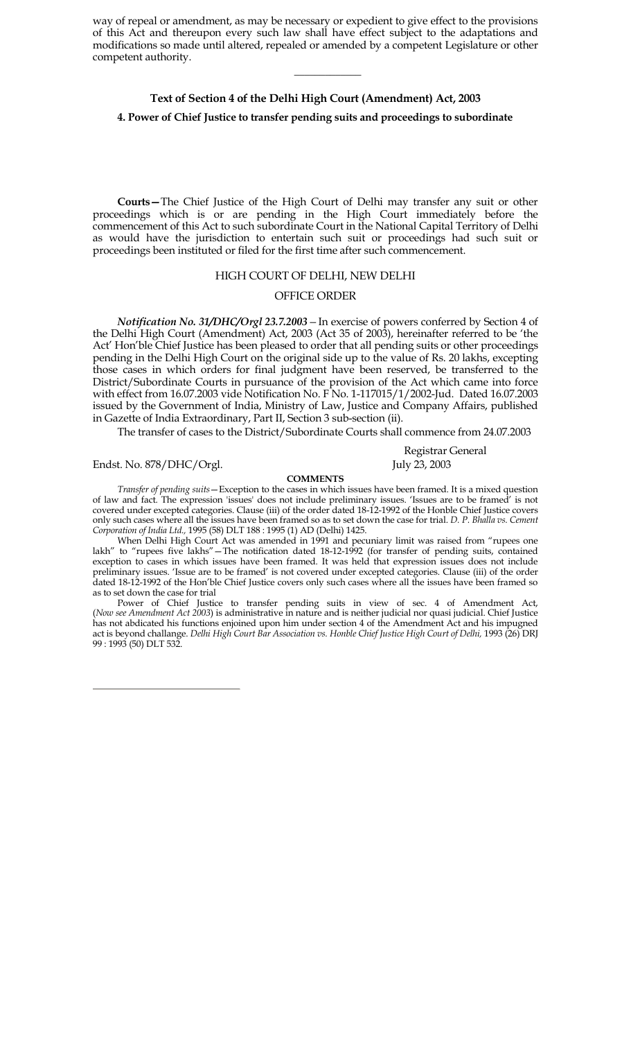way of repeal or amendment, as may be necessary or expedient to give effect to the provisions of this Act and thereupon every such law shall have effect subject to the adaptations and modifications so made until altered, repealed or amended by a competent Legislature or other competent authority.

---

### Text of Section 4 of the Delhi High Court (Amendment) Act, 2003

**4. Power of Chief Justice to transfer pending suits and proceedings to subordinate Courts—** The Chief Justice of the High Court of Delhi may transfer any suit or other proceedings which is or are pending in the High Court immediately before the commencement of this Act to such subordinate Court in the National Capital Territory of Delhi as would have the jurisdiction to entertain such suit or proceedings had such suit or proceedings been instituted or filed for the first time after such commencement.

HIGH COURT OF DELHI, NEW DELHI

OFFICE ORDER

***Notification No. 31/DHC/Orgl 23.7.2003*** – In exercise of powers conferred by Section 4 of the Delhi High Court (Amendment) Act, 2003 (Act 35 of 2003), hereinafter referred to be 'the Act' Hon'ble Chief Justice has been pleased to order that all pending suits or other proceedings pending in the Delhi High Court on the original side up to the value of Rs. 20 lakhs, excepting those cases in which orders for final judgment have been reserved, be transferred to the District/Subordinate Courts in pursuance of the provision of the Act which came into force with effect from 16.07.2003 vide Notification No. F No. 1-117015/1/2002-Jud. Dated 16.07.2003 issued by the Government of India, Ministry of Law, Justice and Company Affairs, published in Gazette of India Extraordinary, Part II, Section 3 sub-section (ii).

The transfer of cases to the District/Subordinate Courts shall commence from 24.07.2003

Registrar General

Endst. No. 878/DHC/Orgl. July 23, 2003

**COMMENTS**

*Transfer of pending suits*—Exception to the cases in which issues have been framed. It is a mixed question of law and fact. The expression 'issues' does not include preliminary issues. 'Issues are to be framed' is not covered under excepted categories. Clause (iii) of the order dated 18-12-1992 of the Honble Chief Justice covers only such cases where all the issues have been framed so as to set down the case for trial. *D. P. Bhalla vs. Cement Corporation of India Ltd.,* 1995 (58) DLT 188 : 1995 (1) AD (Delhi) 1425.

When Delhi High Court Act was amended in 1991 and pecuniary limit was raised from "rupees one lakh" to "rupees five lakhs"—The notification dated 18-12-1992 (for transfer of pending suits, contained exception to cases in which issues have been framed. It was held that expression issues does not include preliminary issues. 'Issue are to be framed' is not covered under excepted categories. Clause (iii) of the order dated 18-12-1992 of the Hon'ble Chief Justice covers only such cases where all the issues have been framed so as to set down the case for trial

Power of Chief Justice to transfer pending suits in view of sec. 4 of Amendment Act, (*Now see Amendment Act 2003*) is administrative in nature and is neither judicial nor quasi judicial. Chief Justice has not abdicated his functions enjoined upon him under section 4 of the Amendment Act and his impugned act is beyond challange. *Delhi High Court Bar Association vs. Honble Chief Justice High Court of Delhi,* 1993 (26) DRJ 99 : 1993 (50) DLT 532.

---